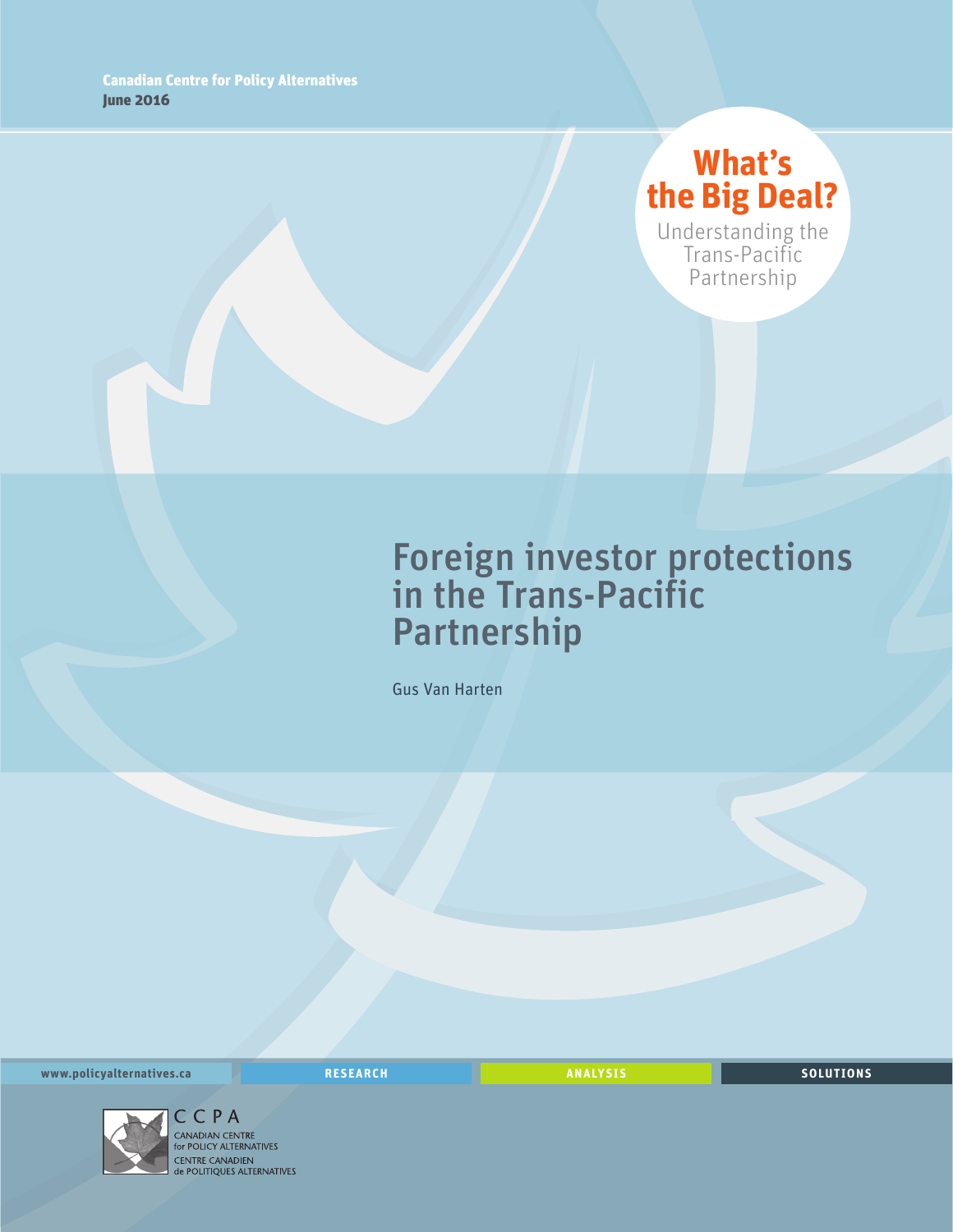Canadian Centre for Policy Alternatives
June 2016

**What's the Big Deal?**
Understanding the Trans-Pacific Partnership

# Foreign investor protections in the Trans-Pacific Partnership

Gus Van Harten

www.policyalternatives.ca RESEARCH ANALYSIS SOLUTIONS

CCPA
CANADIAN CENTRE for POLICY ALTERNATIVES
CENTRE CANADIEN de POLITIQUES ALTERNATIVES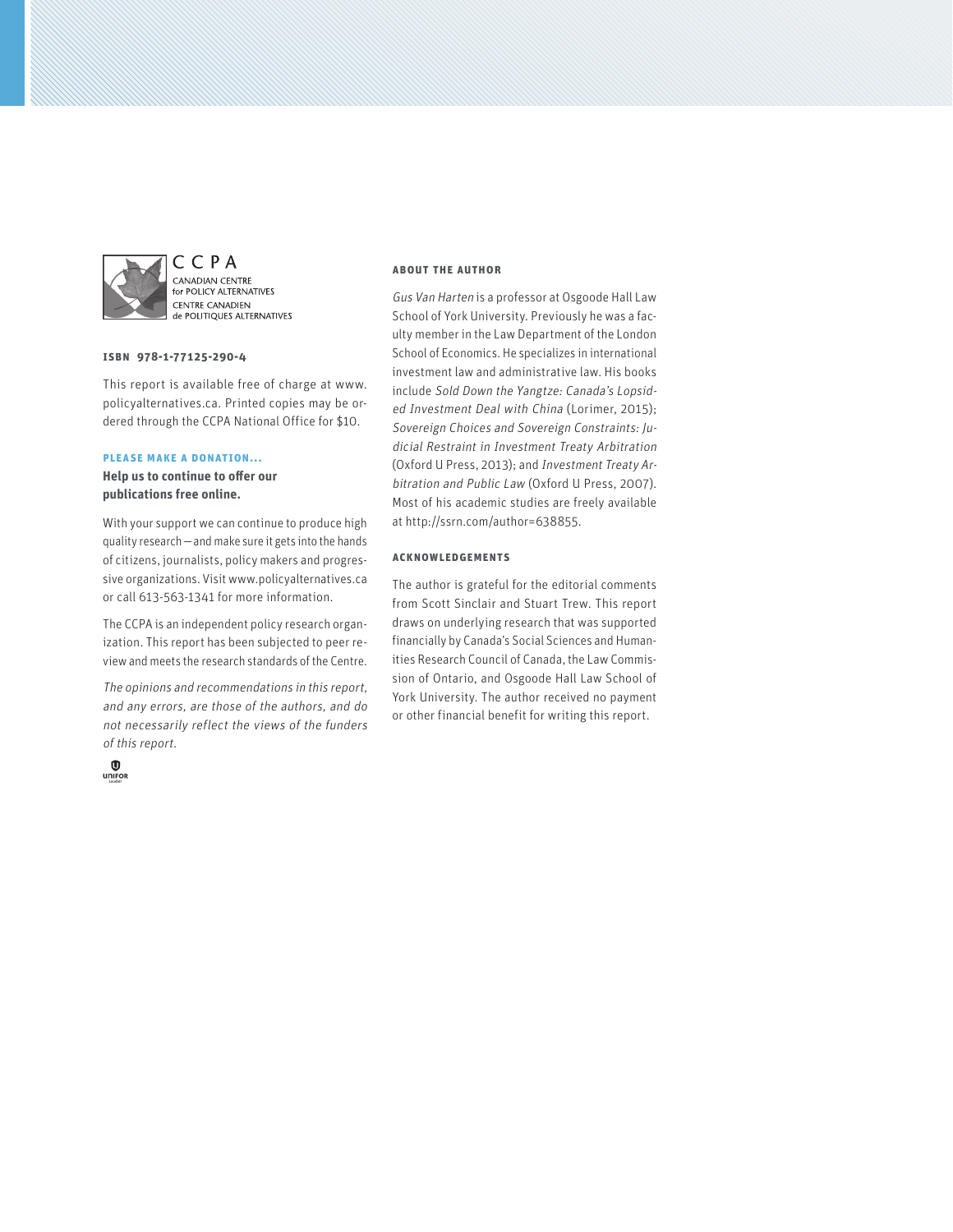CCPA
CANADIAN CENTRE for POLICY ALTERNATIVES
CENTRE CANADIEN de POLITIQUES ALTERNATIVES

**ISBN 978-1-77125-290-4**

This report is available free of charge at www.policyalternatives.ca. Printed copies may be ordered through the CCPA National Office for $10.

**PLEASE MAKE A DONATION...**

**Help us to continue to offer our publications free online.**

With your support we can continue to produce high quality research — and make sure it gets into the hands of citizens, journalists, policy makers and progressive organizations. Visit www.policyalternatives.ca or call 613-563-1341 for more information.

The CCPA is an independent policy research organization. This report has been subjected to peer review and meets the research standards of the Centre.

*The opinions and recommendations in this report, and any errors, are those of the authors, and do not necessarily reflect the views of the funders of this report.*

UNIFOR

**ABOUT THE AUTHOR**

*Gus Van Harten* is a professor at Osgoode Hall Law School of York University. Previously he was a faculty member in the Law Department of the London School of Economics. He specializes in international investment law and administrative law. His books include *Sold Down the Yangtze: Canada's Lopsided Investment Deal with China* (Lorimer, 2015); *Sovereign Choices and Sovereign Constraints: Judicial Restraint in Investment Treaty Arbitration* (Oxford U Press, 2013); and *Investment Treaty Arbitration and Public Law* (Oxford U Press, 2007). Most of his academic studies are freely available at http://ssrn.com/author=638855.

**ACKNOWLEDGEMENTS**

The author is grateful for the editorial comments from Scott Sinclair and Stuart Trew. This report draws on underlying research that was supported financially by Canada's Social Sciences and Humanities Research Council of Canada, the Law Commission of Ontario, and Osgoode Hall Law School of York University. The author received no payment or other financial benefit for writing this report.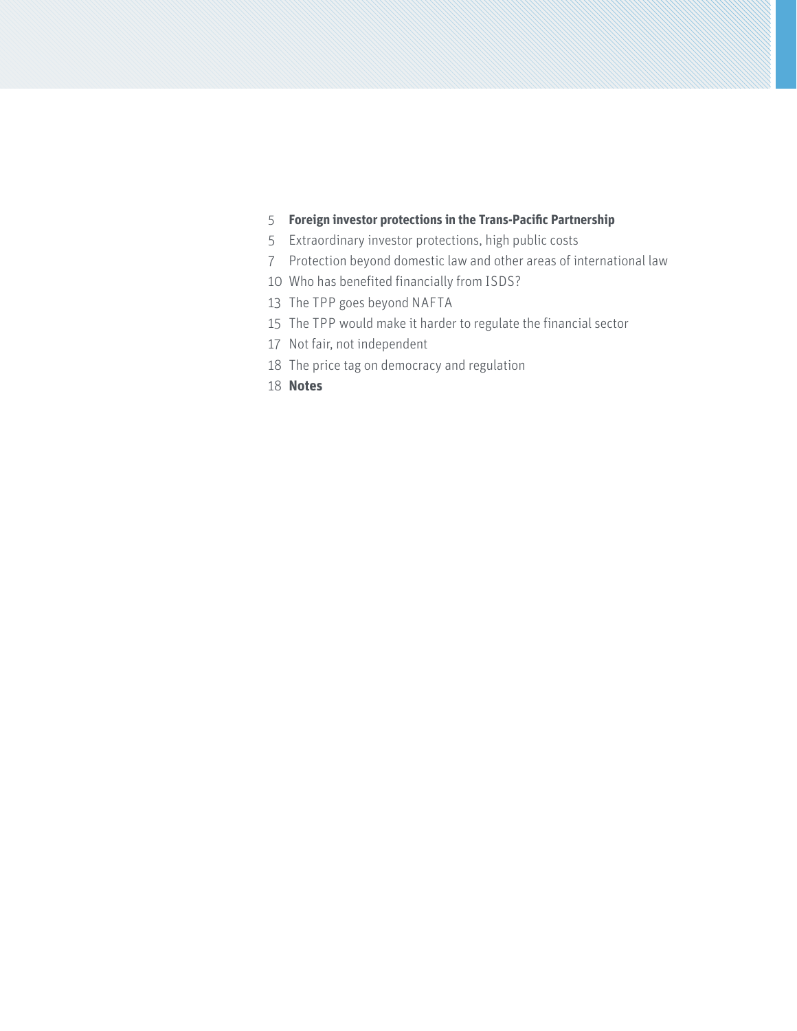5 **Foreign investor protections in the Trans-Pacific Partnership**

5 Extraordinary investor protections, high public costs

7 Protection beyond domestic law and other areas of international law

10 Who has benefited financially from ISDS?

13 The TPP goes beyond NAFTA

15 The TPP would make it harder to regulate the financial sector

17 Not fair, not independent

18 The price tag on democracy and regulation

18 **Notes**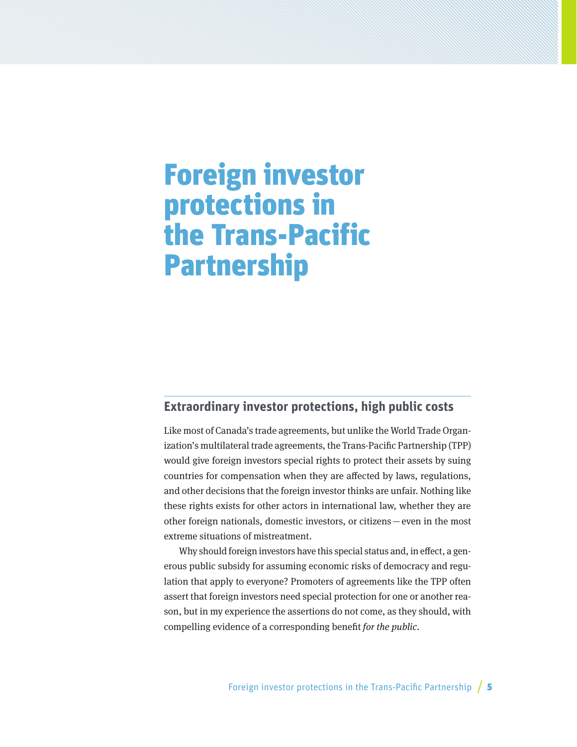# Foreign investor protections in the Trans-Pacific Partnership

## Extraordinary investor protections, high public costs

Like most of Canada's trade agreements, but unlike the World Trade Organization's multilateral trade agreements, the Trans-Pacific Partnership (TPP) would give foreign investors special rights to protect their assets by suing countries for compensation when they are affected by laws, regulations, and other decisions that the foreign investor thinks are unfair. Nothing like these rights exists for other actors in international law, whether they are other foreign nationals, domestic investors, or citizens — even in the most extreme situations of mistreatment.

Why should foreign investors have this special status and, in effect, a generous public subsidy for assuming economic risks of democracy and regulation that apply to everyone? Promoters of agreements like the TPP often assert that foreign investors need special protection for one or another reason, but in my experience the assertions do not come, as they should, with compelling evidence of a corresponding benefit *for the public*.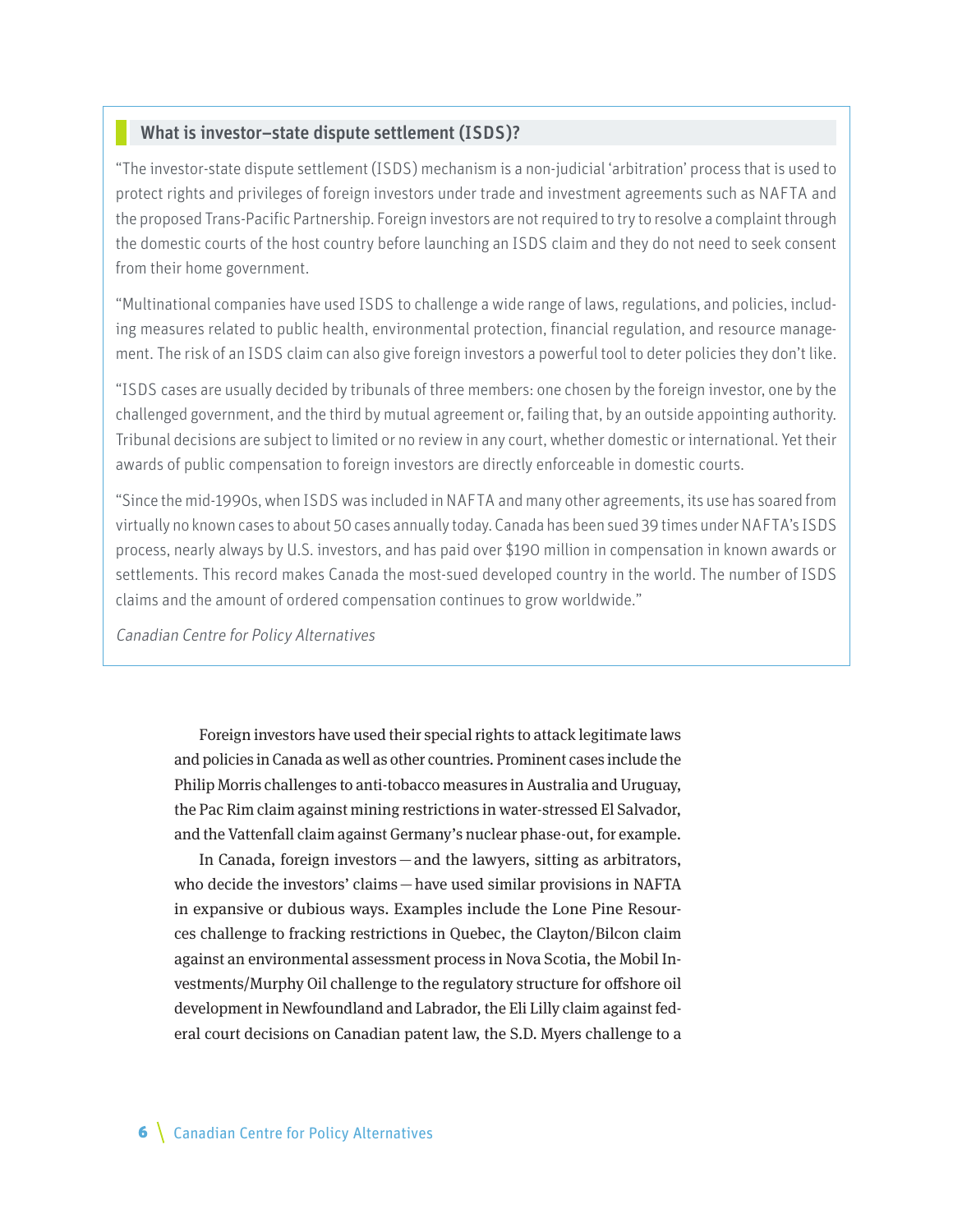### What is investor–state dispute settlement (ISDS)?

"The investor-state dispute settlement (ISDS) mechanism is a non-judicial 'arbitration' process that is used to protect rights and privileges of foreign investors under trade and investment agreements such as NAFTA and the proposed Trans-Pacific Partnership. Foreign investors are not required to try to resolve a complaint through the domestic courts of the host country before launching an ISDS claim and they do not need to seek consent from their home government.

"Multinational companies have used ISDS to challenge a wide range of laws, regulations, and policies, including measures related to public health, environmental protection, financial regulation, and resource management. The risk of an ISDS claim can also give foreign investors a powerful tool to deter policies they don't like.

"ISDS cases are usually decided by tribunals of three members: one chosen by the foreign investor, one by the challenged government, and the third by mutual agreement or, failing that, by an outside appointing authority. Tribunal decisions are subject to limited or no review in any court, whether domestic or international. Yet their awards of public compensation to foreign investors are directly enforceable in domestic courts.

"Since the mid-1990s, when ISDS was included in NAFTA and many other agreements, its use has soared from virtually no known cases to about 50 cases annually today. Canada has been sued 39 times under NAFTA's ISDS process, nearly always by U.S. investors, and has paid over $190 million in compensation in known awards or settlements. This record makes Canada the most-sued developed country in the world. The number of ISDS claims and the amount of ordered compensation continues to grow worldwide."

*Canadian Centre for Policy Alternatives*

Foreign investors have used their special rights to attack legitimate laws and policies in Canada as well as other countries. Prominent cases include the Philip Morris challenges to anti-tobacco measures in Australia and Uruguay, the Pac Rim claim against mining restrictions in water-stressed El Salvador, and the Vattenfall claim against Germany's nuclear phase-out, for example.

In Canada, foreign investors — and the lawyers, sitting as arbitrators, who decide the investors' claims — have used similar provisions in NAFTA in expansive or dubious ways. Examples include the Lone Pine Resources challenge to fracking restrictions in Quebec, the Clayton/Bilcon claim against an environmental assessment process in Nova Scotia, the Mobil Investments/Murphy Oil challenge to the regulatory structure for offshore oil development in Newfoundland and Labrador, the Eli Lilly claim against federal court decisions on Canadian patent law, the S.D. Myers challenge to a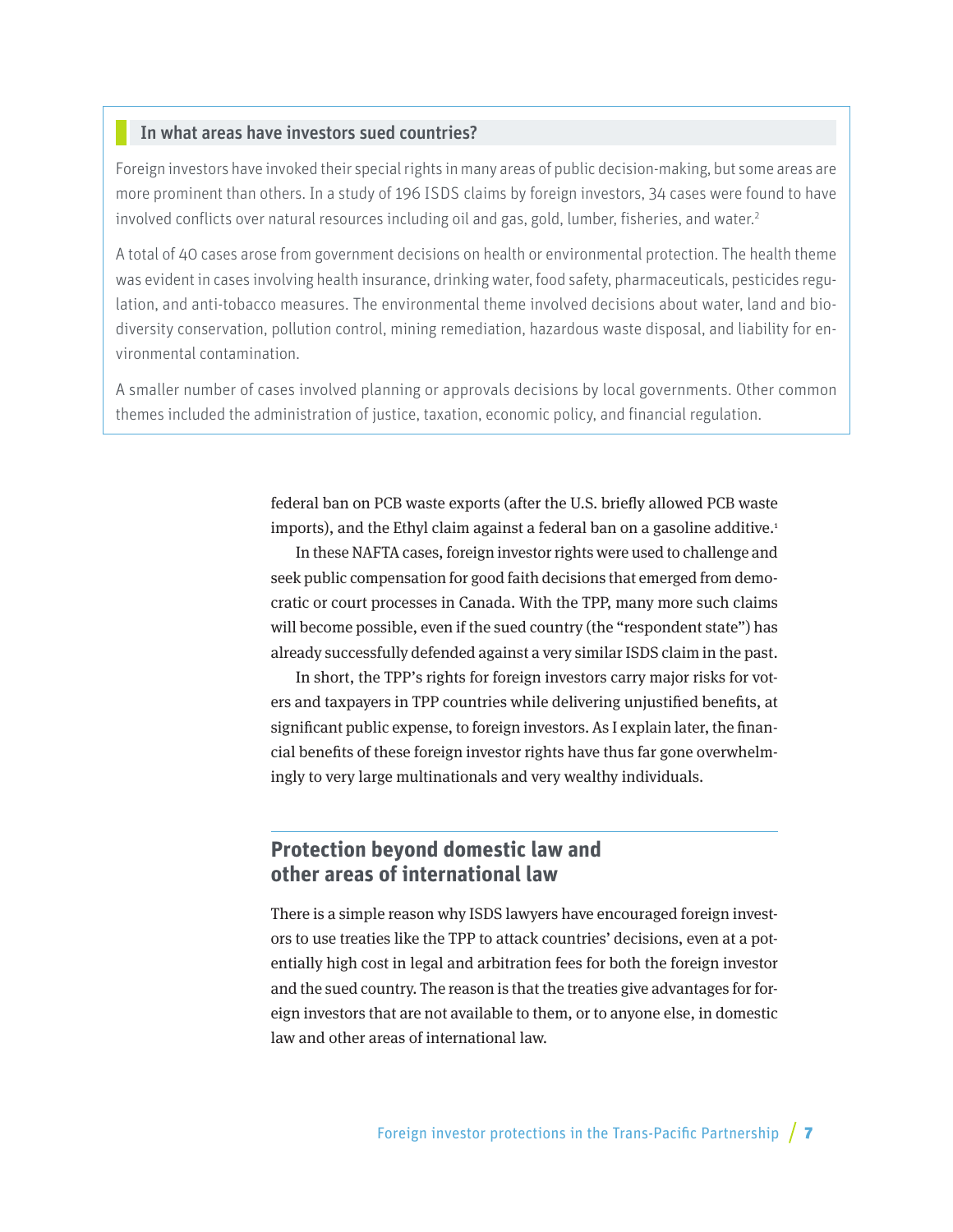### In what areas have investors sued countries?

Foreign investors have invoked their special rights in many areas of public decision-making, but some areas are more prominent than others. In a study of 196 ISDS claims by foreign investors, 34 cases were found to have involved conflicts over natural resources including oil and gas, gold, lumber, fisheries, and water.[2]

A total of 40 cases arose from government decisions on health or environmental protection. The health theme was evident in cases involving health insurance, drinking water, food safety, pharmaceuticals, pesticides regulation, and anti-tobacco measures. The environmental theme involved decisions about water, land and biodiversity conservation, pollution control, mining remediation, hazardous waste disposal, and liability for environmental contamination.

A smaller number of cases involved planning or approvals decisions by local governments. Other common themes included the administration of justice, taxation, economic policy, and financial regulation.

federal ban on PCB waste exports (after the U.S. briefly allowed PCB waste imports), and the Ethyl claim against a federal ban on a gasoline additive.[1]

In these NAFTA cases, foreign investor rights were used to challenge and seek public compensation for good faith decisions that emerged from democratic or court processes in Canada. With the TPP, many more such claims will become possible, even if the sued country (the "respondent state") has already successfully defended against a very similar ISDS claim in the past.

In short, the TPP's rights for foreign investors carry major risks for voters and taxpayers in TPP countries while delivering unjustified benefits, at significant public expense, to foreign investors. As I explain later, the financial benefits of these foreign investor rights have thus far gone overwhelmingly to very large multinationals and very wealthy individuals.

## Protection beyond domestic law and other areas of international law

There is a simple reason why ISDS lawyers have encouraged foreign investors to use treaties like the TPP to attack countries' decisions, even at a potentially high cost in legal and arbitration fees for both the foreign investor and the sued country. The reason is that the treaties give advantages for foreign investors that are not available to them, or to anyone else, in domestic law and other areas of international law.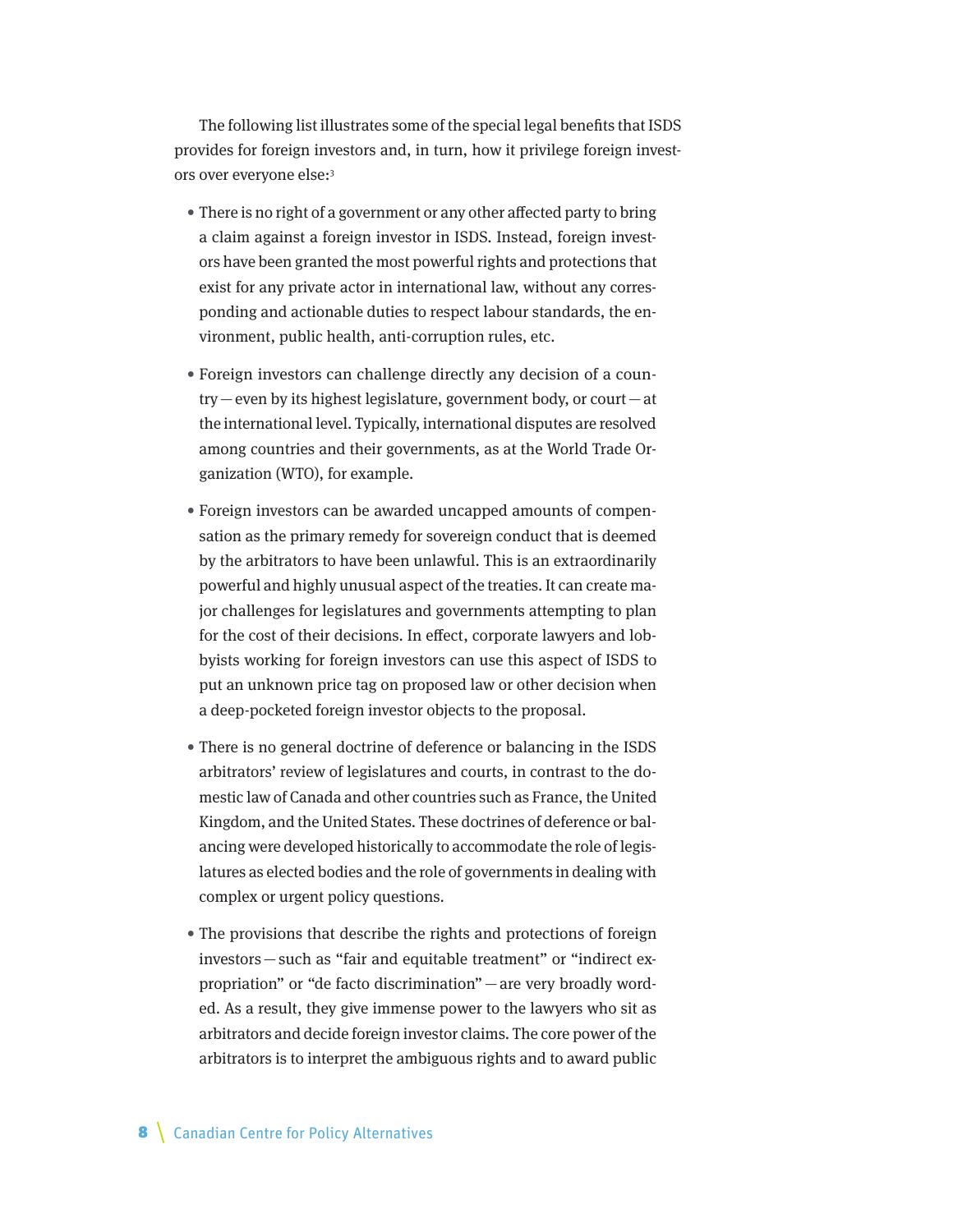The following list illustrates some of the special legal benefits that ISDS provides for foreign investors and, in turn, how it privilege foreign investors over everyone else:[3]

- There is no right of a government or any other affected party to bring a claim against a foreign investor in ISDS. Instead, foreign investors have been granted the most powerful rights and protections that exist for any private actor in international law, without any corresponding and actionable duties to respect labour standards, the environment, public health, anti-corruption rules, etc.

- Foreign investors can challenge directly any decision of a country — even by its highest legislature, government body, or court — at the international level. Typically, international disputes are resolved among countries and their governments, as at the World Trade Organization (WTO), for example.

- Foreign investors can be awarded uncapped amounts of compensation as the primary remedy for sovereign conduct that is deemed by the arbitrators to have been unlawful. This is an extraordinarily powerful and highly unusual aspect of the treaties. It can create major challenges for legislatures and governments attempting to plan for the cost of their decisions. In effect, corporate lawyers and lobbyists working for foreign investors can use this aspect of ISDS to put an unknown price tag on proposed law or other decision when a deep-pocketed foreign investor objects to the proposal.

- There is no general doctrine of deference or balancing in the ISDS arbitrators' review of legislatures and courts, in contrast to the domestic law of Canada and other countries such as France, the United Kingdom, and the United States. These doctrines of deference or balancing were developed historically to accommodate the role of legislatures as elected bodies and the role of governments in dealing with complex or urgent policy questions.

- The provisions that describe the rights and protections of foreign investors — such as "fair and equitable treatment" or "indirect expropriation" or "de facto discrimination" — are very broadly worded. As a result, they give immense power to the lawyers who sit as arbitrators and decide foreign investor claims. The core power of the arbitrators is to interpret the ambiguous rights and to award public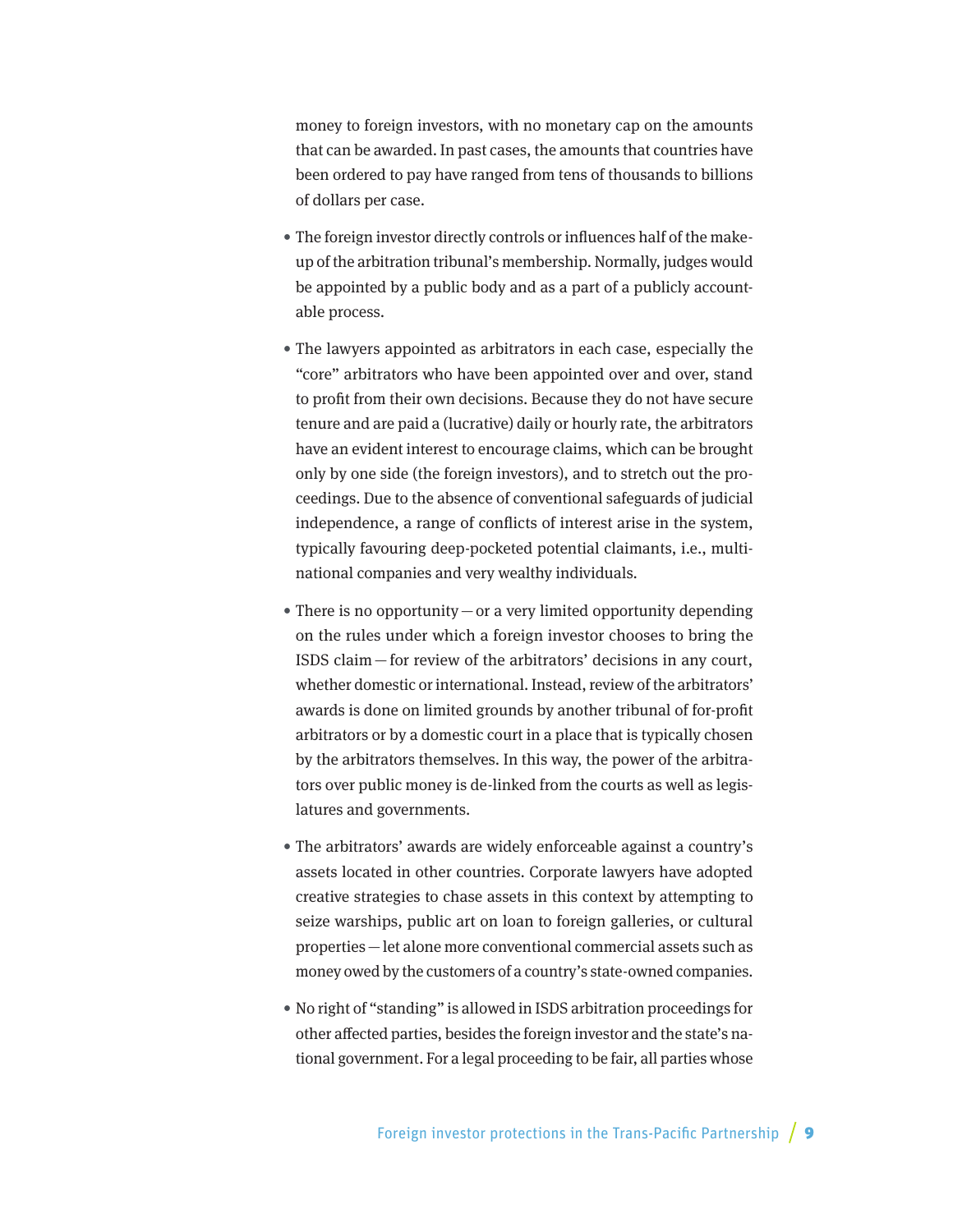money to foreign investors, with no monetary cap on the amounts that can be awarded. In past cases, the amounts that countries have been ordered to pay have ranged from tens of thousands to billions of dollars per case.

- The foreign investor directly controls or influences half of the make-up of the arbitration tribunal's membership. Normally, judges would be appointed by a public body and as a part of a publicly accountable process.

- The lawyers appointed as arbitrators in each case, especially the "core" arbitrators who have been appointed over and over, stand to profit from their own decisions. Because they do not have secure tenure and are paid a (lucrative) daily or hourly rate, the arbitrators have an evident interest to encourage claims, which can be brought only by one side (the foreign investors), and to stretch out the proceedings. Due to the absence of conventional safeguards of judicial independence, a range of conflicts of interest arise in the system, typically favouring deep-pocketed potential claimants, i.e., multinational companies and very wealthy individuals.

- There is no opportunity — or a very limited opportunity depending on the rules under which a foreign investor chooses to bring the ISDS claim — for review of the arbitrators' decisions in any court, whether domestic or international. Instead, review of the arbitrators' awards is done on limited grounds by another tribunal of for-profit arbitrators or by a domestic court in a place that is typically chosen by the arbitrators themselves. In this way, the power of the arbitrators over public money is de-linked from the courts as well as legislatures and governments.

- The arbitrators' awards are widely enforceable against a country's assets located in other countries. Corporate lawyers have adopted creative strategies to chase assets in this context by attempting to seize warships, public art on loan to foreign galleries, or cultural properties — let alone more conventional commercial assets such as money owed by the customers of a country's state-owned companies.

- No right of "standing" is allowed in ISDS arbitration proceedings for other affected parties, besides the foreign investor and the state's national government. For a legal proceeding to be fair, all parties whose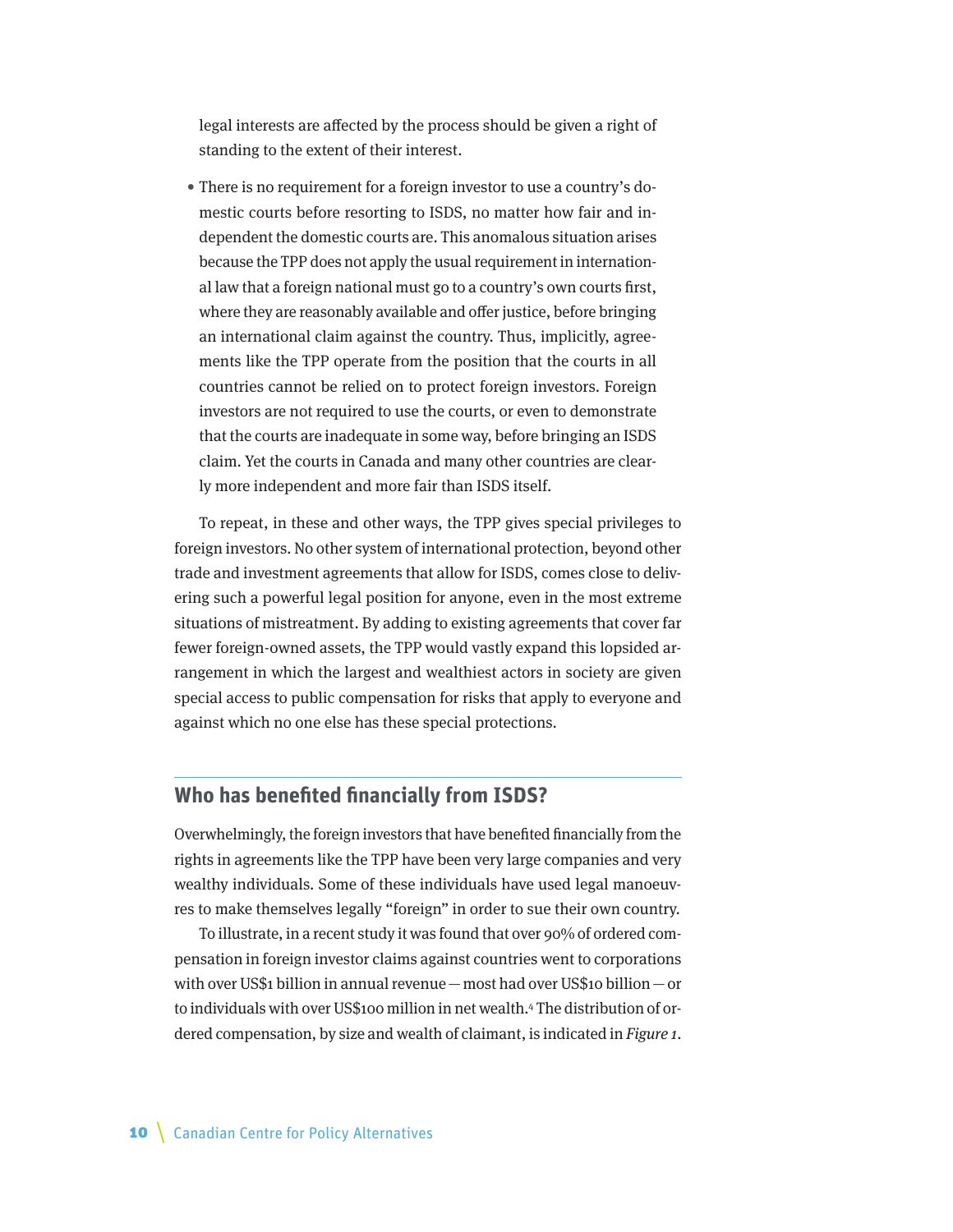legal interests are affected by the process should be given a right of standing to the extent of their interest.

- There is no requirement for a foreign investor to use a country's domestic courts before resorting to ISDS, no matter how fair and independent the domestic courts are. This anomalous situation arises because the TPP does not apply the usual requirement in international law that a foreign national must go to a country's own courts first, where they are reasonably available and offer justice, before bringing an international claim against the country. Thus, implicitly, agreements like the TPP operate from the position that the courts in all countries cannot be relied on to protect foreign investors. Foreign investors are not required to use the courts, or even to demonstrate that the courts are inadequate in some way, before bringing an ISDS claim. Yet the courts in Canada and many other countries are clearly more independent and more fair than ISDS itself.

To repeat, in these and other ways, the TPP gives special privileges to foreign investors. No other system of international protection, beyond other trade and investment agreements that allow for ISDS, comes close to delivering such a powerful legal position for anyone, even in the most extreme situations of mistreatment. By adding to existing agreements that cover far fewer foreign-owned assets, the TPP would vastly expand this lopsided arrangement in which the largest and wealthiest actors in society are given special access to public compensation for risks that apply to everyone and against which no one else has these special protections.

## Who has benefited financially from ISDS?

Overwhelmingly, the foreign investors that have benefited financially from the rights in agreements like the TPP have been very large companies and very wealthy individuals. Some of these individuals have used legal manoeuvres to make themselves legally "foreign" in order to sue their own country.

To illustrate, in a recent study it was found that over 90% of ordered compensation in foreign investor claims against countries went to corporations with over US$1 billion in annual revenue — most had over US$10 billion — or to individuals with over US$100 million in net wealth.[4] The distribution of ordered compensation, by size and wealth of claimant, is indicated in *Figure 1*.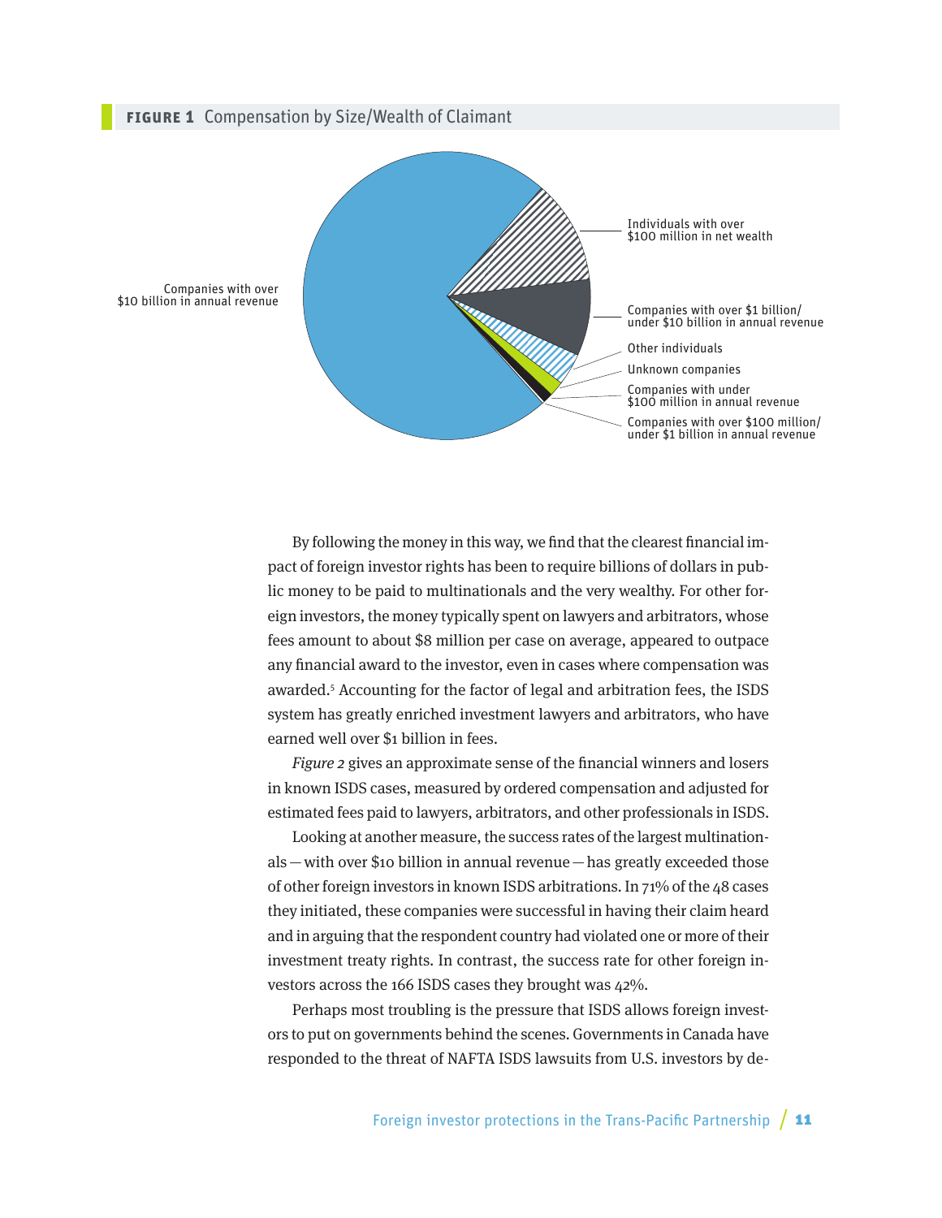**FIGURE 1** Compensation by Size/Wealth of Claimant

Companies with over $10 billion in annual revenue

Individuals with over $100 million in net wealth

Companies with over $1 billion/ under $10 billion in annual revenue

Other individuals

Unknown companies

Companies with under $100 million in annual revenue

Companies with over $100 million/ under $1 billion in annual revenue

By following the money in this way, we find that the clearest financial impact of foreign investor rights has been to require billions of dollars in public money to be paid to multinationals and the very wealthy. For other foreign investors, the money typically spent on lawyers and arbitrators, whose fees amount to about $8 million per case on average, appeared to outpace any financial award to the investor, even in cases where compensation was awarded.[5] Accounting for the factor of legal and arbitration fees, the ISDS system has greatly enriched investment lawyers and arbitrators, who have earned well over $1 billion in fees.

*Figure 2* gives an approximate sense of the financial winners and losers in known ISDS cases, measured by ordered compensation and adjusted for estimated fees paid to lawyers, arbitrators, and other professionals in ISDS.

Looking at another measure, the success rates of the largest multinationals — with over $10 billion in annual revenue — has greatly exceeded those of other foreign investors in known ISDS arbitrations. In 71% of the 48 cases they initiated, these companies were successful in having their claim heard and in arguing that the respondent country had violated one or more of their investment treaty rights. In contrast, the success rate for other foreign investors across the 166 ISDS cases they brought was 42%.

Perhaps most troubling is the pressure that ISDS allows foreign investors to put on governments behind the scenes. Governments in Canada have responded to the threat of NAFTA ISDS lawsuits from U.S. investors by de-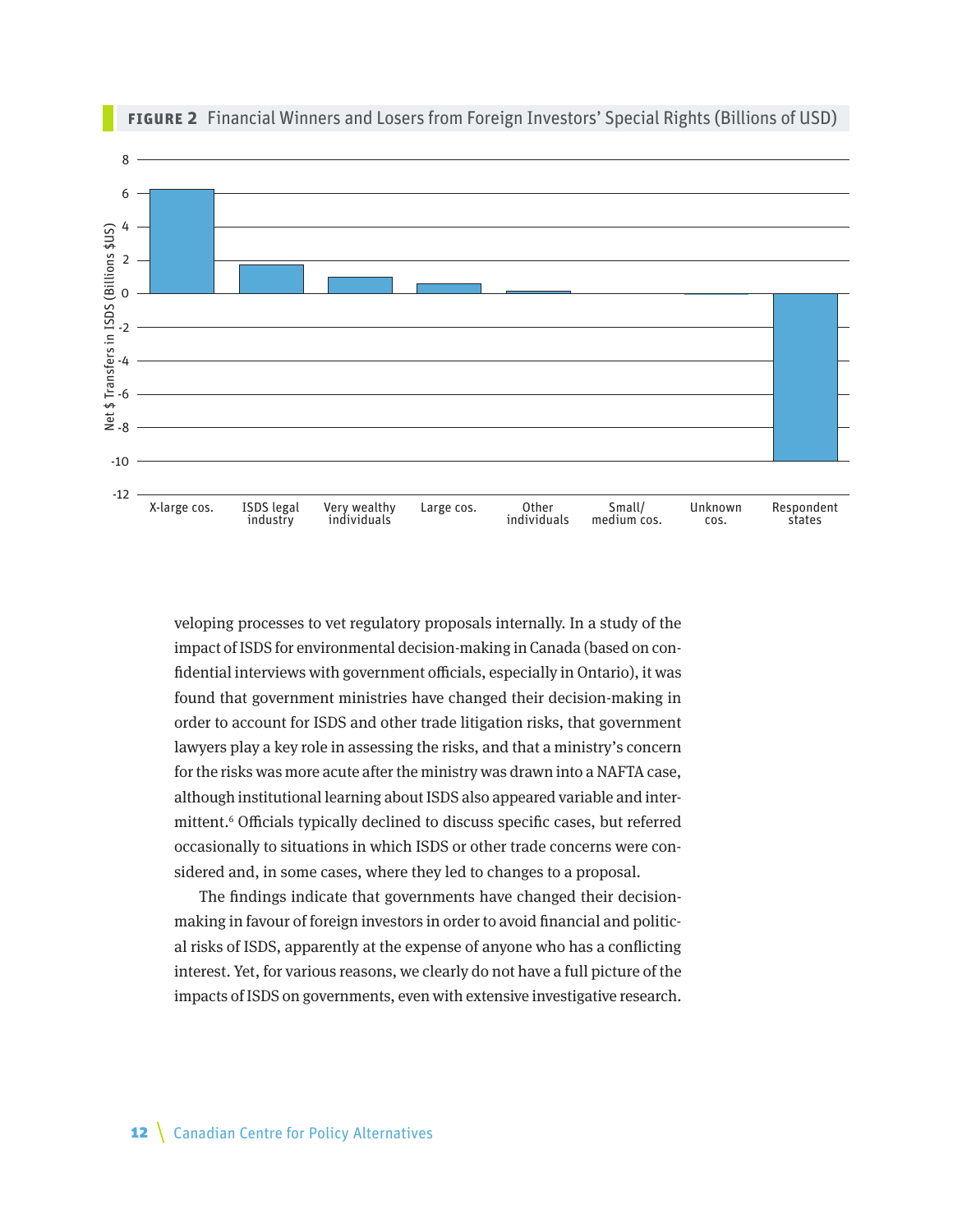**FIGURE 2** Financial Winners and Losers from Foreign Investors' Special Rights (Billions of USD)

veloping processes to vet regulatory proposals internally. In a study of the impact of ISDS for environmental decision-making in Canada (based on confidential interviews with government officials, especially in Ontario), it was found that government ministries have changed their decision-making in order to account for ISDS and other trade litigation risks, that government lawyers play a key role in assessing the risks, and that a ministry's concern for the risks was more acute after the ministry was drawn into a NAFTA case, although institutional learning about ISDS also appeared variable and intermittent.[6] Officials typically declined to discuss specific cases, but referred occasionally to situations in which ISDS or other trade concerns were considered and, in some cases, where they led to changes to a proposal.

The findings indicate that governments have changed their decision-making in favour of foreign investors in order to avoid financial and political risks of ISDS, apparently at the expense of anyone who has a conflicting interest. Yet, for various reasons, we clearly do not have a full picture of the impacts of ISDS on governments, even with extensive investigative research.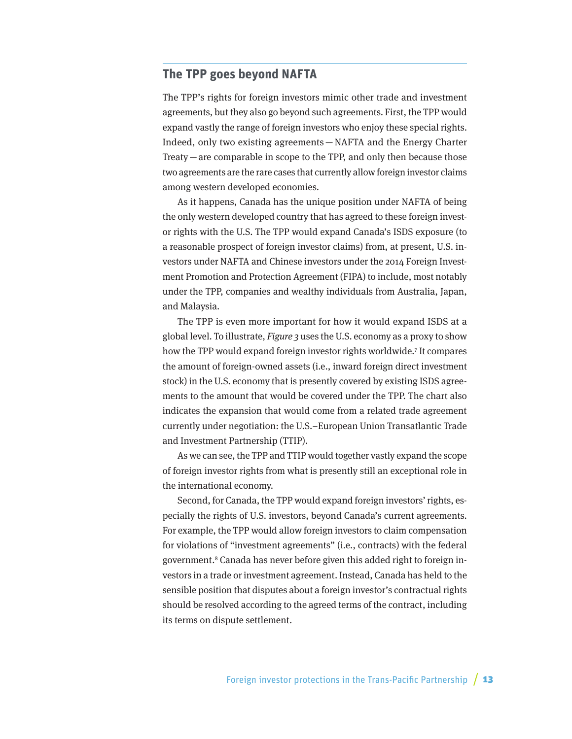## The TPP goes beyond NAFTA

The TPP's rights for foreign investors mimic other trade and investment agreements, but they also go beyond such agreements. First, the TPP would expand vastly the range of foreign investors who enjoy these special rights. Indeed, only two existing agreements — NAFTA and the Energy Charter Treaty — are comparable in scope to the TPP, and only then because those two agreements are the rare cases that currently allow foreign investor claims among western developed economies.

As it happens, Canada has the unique position under NAFTA of being the only western developed country that has agreed to these foreign investor rights with the U.S. The TPP would expand Canada's ISDS exposure (to a reasonable prospect of foreign investor claims) from, at present, U.S. investors under NAFTA and Chinese investors under the 2014 Foreign Investment Promotion and Protection Agreement (FIPA) to include, most notably under the TPP, companies and wealthy individuals from Australia, Japan, and Malaysia.

The TPP is even more important for how it would expand ISDS at a global level. To illustrate, *Figure 3* uses the U.S. economy as a proxy to show how the TPP would expand foreign investor rights worldwide.[7] It compares the amount of foreign-owned assets (i.e., inward foreign direct investment stock) in the U.S. economy that is presently covered by existing ISDS agreements to the amount that would be covered under the TPP. The chart also indicates the expansion that would come from a related trade agreement currently under negotiation: the U.S.–European Union Transatlantic Trade and Investment Partnership (TTIP).

As we can see, the TPP and TTIP would together vastly expand the scope of foreign investor rights from what is presently still an exceptional role in the international economy.

Second, for Canada, the TPP would expand foreign investors' rights, especially the rights of U.S. investors, beyond Canada's current agreements. For example, the TPP would allow foreign investors to claim compensation for violations of "investment agreements" (i.e., contracts) with the federal government.[8] Canada has never before given this added right to foreign investors in a trade or investment agreement. Instead, Canada has held to the sensible position that disputes about a foreign investor's contractual rights should be resolved according to the agreed terms of the contract, including its terms on dispute settlement.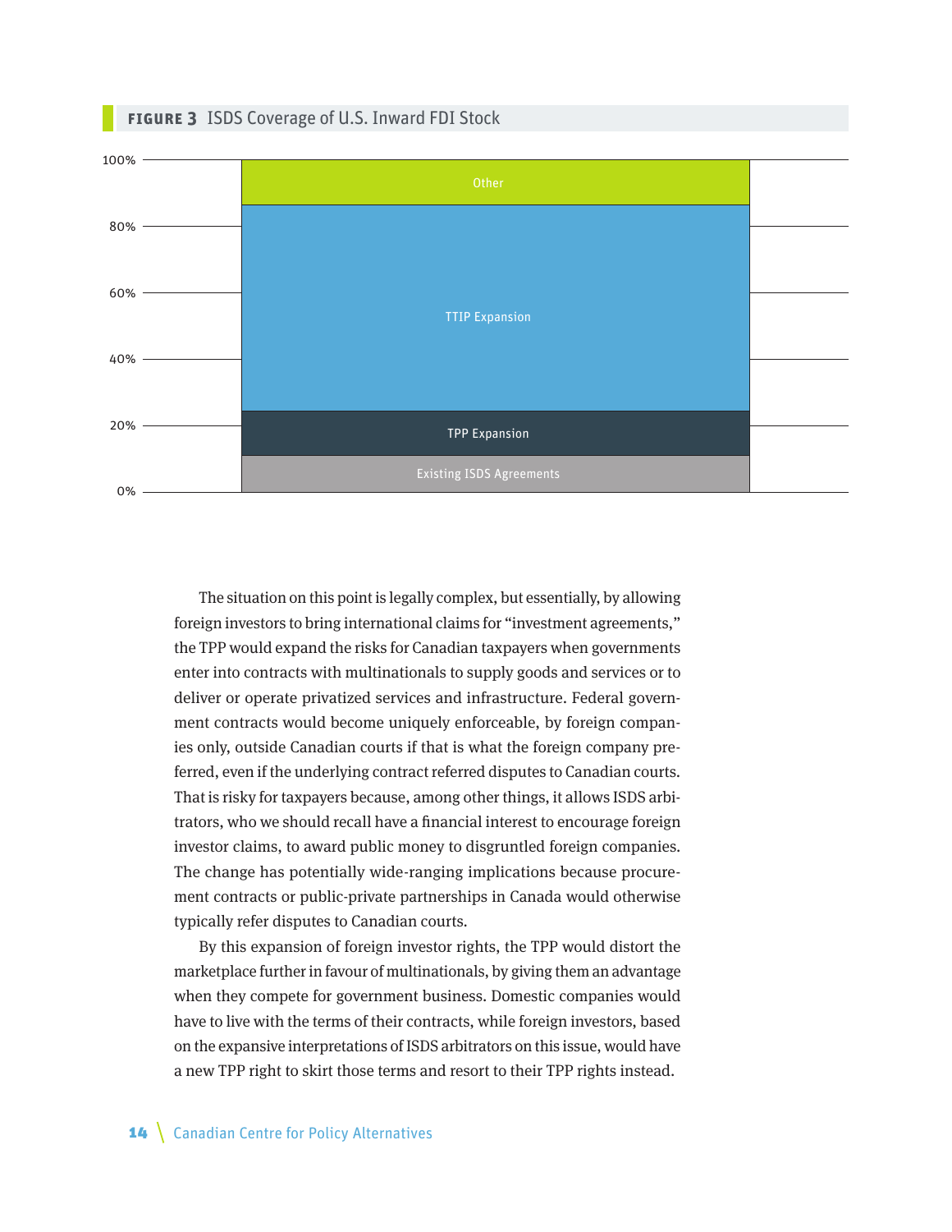**FIGURE 3** ISDS Coverage of U.S. Inward FDI Stock

| Category |
|---|
| Other |
| TTIP Expansion |
| TPP Expansion |
| Existing ISDS Agreements |

The situation on this point is legally complex, but essentially, by allowing foreign investors to bring international claims for "investment agreements," the TPP would expand the risks for Canadian taxpayers when governments enter into contracts with multinationals to supply goods and services or to deliver or operate privatized services and infrastructure. Federal government contracts would become uniquely enforceable, by foreign companies only, outside Canadian courts if that is what the foreign company preferred, even if the underlying contract referred disputes to Canadian courts. That is risky for taxpayers because, among other things, it allows ISDS arbitrators, who we should recall have a financial interest to encourage foreign investor claims, to award public money to disgruntled foreign companies. The change has potentially wide-ranging implications because procurement contracts or public-private partnerships in Canada would otherwise typically refer disputes to Canadian courts.

By this expansion of foreign investor rights, the TPP would distort the marketplace further in favour of multinationals, by giving them an advantage when they compete for government business. Domestic companies would have to live with the terms of their contracts, while foreign investors, based on the expansive interpretations of ISDS arbitrators on this issue, would have a new TPP right to skirt those terms and resort to their TPP rights instead.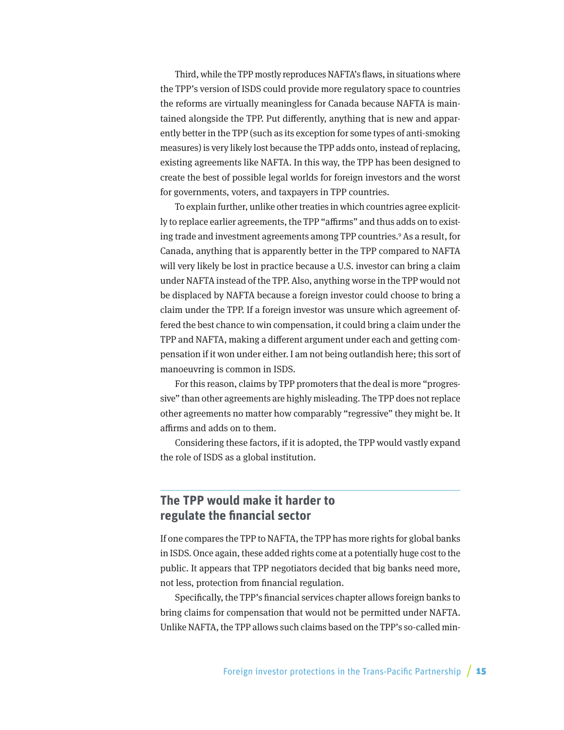Third, while the TPP mostly reproduces NAFTA's flaws, in situations where the TPP's version of ISDS could provide more regulatory space to countries the reforms are virtually meaningless for Canada because NAFTA is maintained alongside the TPP. Put differently, anything that is new and apparently better in the TPP (such as its exception for some types of anti-smoking measures) is very likely lost because the TPP adds onto, instead of replacing, existing agreements like NAFTA. In this way, the TPP has been designed to create the best of possible legal worlds for foreign investors and the worst for governments, voters, and taxpayers in TPP countries.

To explain further, unlike other treaties in which countries agree explicitly to replace earlier agreements, the TPP "affirms" and thus adds on to existing trade and investment agreements among TPP countries.[9] As a result, for Canada, anything that is apparently better in the TPP compared to NAFTA will very likely be lost in practice because a U.S. investor can bring a claim under NAFTA instead of the TPP. Also, anything worse in the TPP would not be displaced by NAFTA because a foreign investor could choose to bring a claim under the TPP. If a foreign investor was unsure which agreement offered the best chance to win compensation, it could bring a claim under the TPP and NAFTA, making a different argument under each and getting compensation if it won under either. I am not being outlandish here; this sort of manoeuvring is common in ISDS.

For this reason, claims by TPP promoters that the deal is more "progressive" than other agreements are highly misleading. The TPP does not replace other agreements no matter how comparably "regressive" they might be. It affirms and adds on to them.

Considering these factors, if it is adopted, the TPP would vastly expand the role of ISDS as a global institution.

## The TPP would make it harder to regulate the financial sector

If one compares the TPP to NAFTA, the TPP has more rights for global banks in ISDS. Once again, these added rights come at a potentially huge cost to the public. It appears that TPP negotiators decided that big banks need more, not less, protection from financial regulation.

Specifically, the TPP's financial services chapter allows foreign banks to bring claims for compensation that would not be permitted under NAFTA. Unlike NAFTA, the TPP allows such claims based on the TPP's so-called min-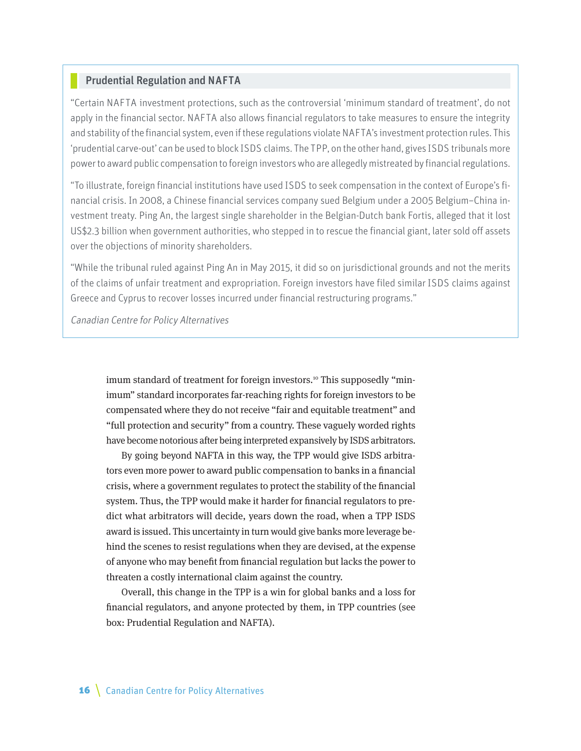## Prudential Regulation and NAFTA

"Certain NAFTA investment protections, such as the controversial 'minimum standard of treatment', do not apply in the financial sector. NAFTA also allows financial regulators to take measures to ensure the integrity and stability of the financial system, even if these regulations violate NAFTA's investment protection rules. This 'prudential carve-out' can be used to block ISDS claims. The TPP, on the other hand, gives ISDS tribunals more power to award public compensation to foreign investors who are allegedly mistreated by financial regulations.

"To illustrate, foreign financial institutions have used ISDS to seek compensation in the context of Europe's financial crisis. In 2008, a Chinese financial services company sued Belgium under a 2005 Belgium–China investment treaty. Ping An, the largest single shareholder in the Belgian-Dutch bank Fortis, alleged that it lost US$2.3 billion when government authorities, who stepped in to rescue the financial giant, later sold off assets over the objections of minority shareholders.

"While the tribunal ruled against Ping An in May 2015, it did so on jurisdictional grounds and not the merits of the claims of unfair treatment and expropriation. Foreign investors have filed similar ISDS claims against Greece and Cyprus to recover losses incurred under financial restructuring programs."

*Canadian Centre for Policy Alternatives*

imum standard of treatment for foreign investors.[10] This supposedly "minimum" standard incorporates far-reaching rights for foreign investors to be compensated where they do not receive "fair and equitable treatment" and "full protection and security" from a country. These vaguely worded rights have become notorious after being interpreted expansively by ISDS arbitrators.

By going beyond NAFTA in this way, the TPP would give ISDS arbitrators even more power to award public compensation to banks in a financial crisis, where a government regulates to protect the stability of the financial system. Thus, the TPP would make it harder for financial regulators to predict what arbitrators will decide, years down the road, when a TPP ISDS award is issued. This uncertainty in turn would give banks more leverage behind the scenes to resist regulations when they are devised, at the expense of anyone who may benefit from financial regulation but lacks the power to threaten a costly international claim against the country.

Overall, this change in the TPP is a win for global banks and a loss for financial regulators, and anyone protected by them, in TPP countries (see box: Prudential Regulation and NAFTA).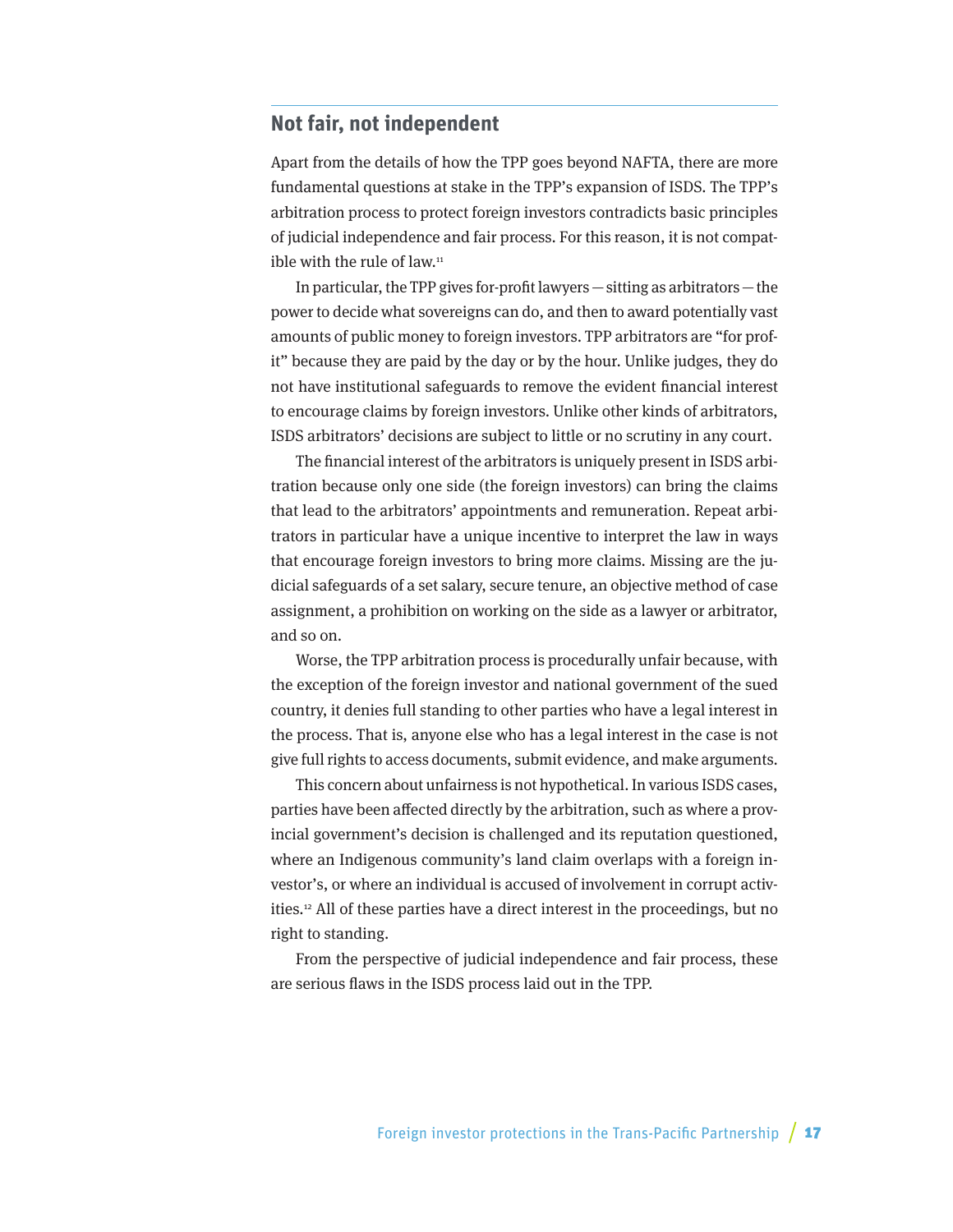## Not fair, not independent

Apart from the details of how the TPP goes beyond NAFTA, there are more fundamental questions at stake in the TPP's expansion of ISDS. The TPP's arbitration process to protect foreign investors contradicts basic principles of judicial independence and fair process. For this reason, it is not compatible with the rule of law.[11]

In particular, the TPP gives for-profit lawyers — sitting as arbitrators — the power to decide what sovereigns can do, and then to award potentially vast amounts of public money to foreign investors. TPP arbitrators are "for profit" because they are paid by the day or by the hour. Unlike judges, they do not have institutional safeguards to remove the evident financial interest to encourage claims by foreign investors. Unlike other kinds of arbitrators, ISDS arbitrators' decisions are subject to little or no scrutiny in any court.

The financial interest of the arbitrators is uniquely present in ISDS arbitration because only one side (the foreign investors) can bring the claims that lead to the arbitrators' appointments and remuneration. Repeat arbitrators in particular have a unique incentive to interpret the law in ways that encourage foreign investors to bring more claims. Missing are the judicial safeguards of a set salary, secure tenure, an objective method of case assignment, a prohibition on working on the side as a lawyer or arbitrator, and so on.

Worse, the TPP arbitration process is procedurally unfair because, with the exception of the foreign investor and national government of the sued country, it denies full standing to other parties who have a legal interest in the process. That is, anyone else who has a legal interest in the case is not give full rights to access documents, submit evidence, and make arguments.

This concern about unfairness is not hypothetical. In various ISDS cases, parties have been affected directly by the arbitration, such as where a provincial government's decision is challenged and its reputation questioned, where an Indigenous community's land claim overlaps with a foreign investor's, or where an individual is accused of involvement in corrupt activities.[12] All of these parties have a direct interest in the proceedings, but no right to standing.

From the perspective of judicial independence and fair process, these are serious flaws in the ISDS process laid out in the TPP.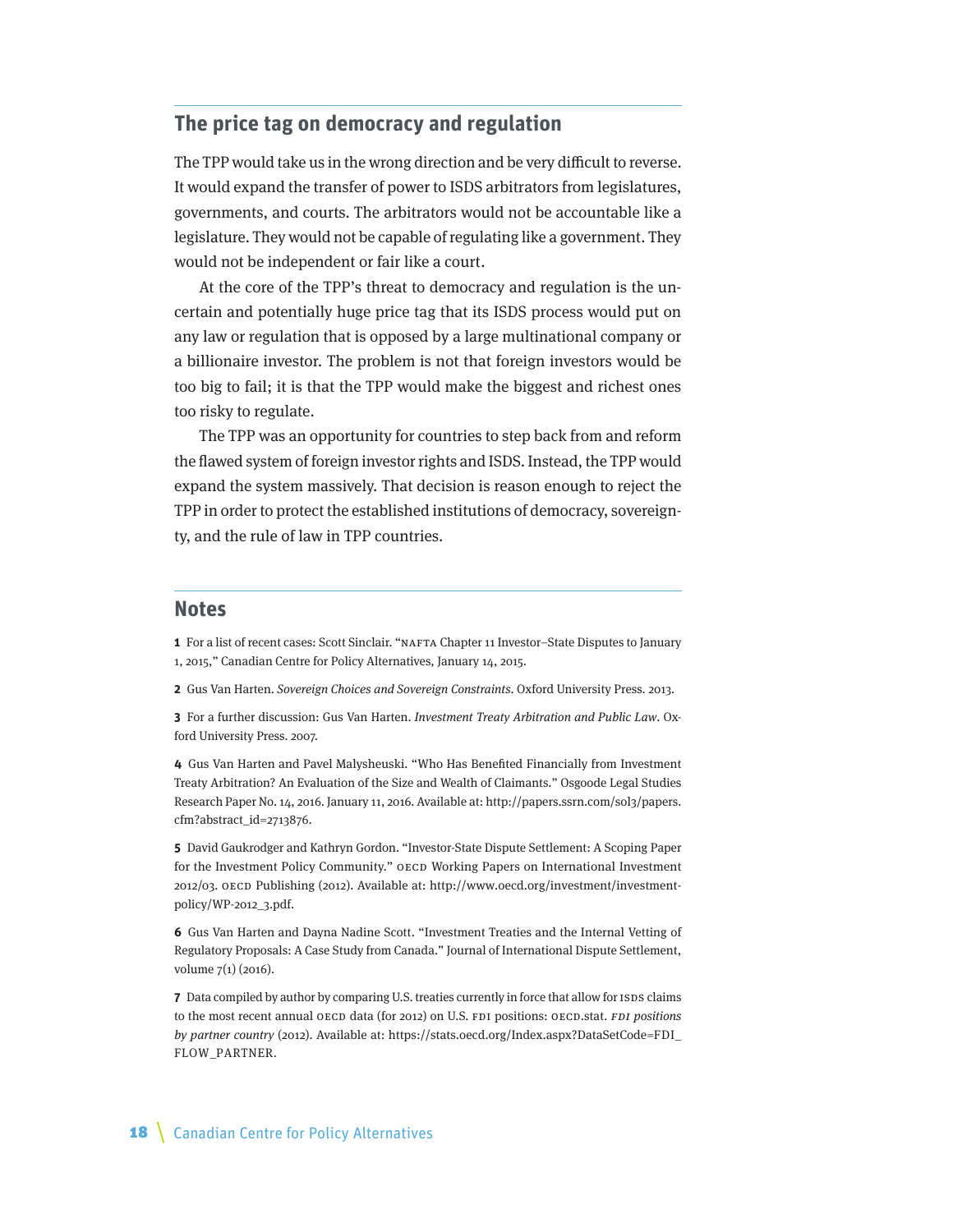## The price tag on democracy and regulation

The TPP would take us in the wrong direction and be very difficult to reverse. It would expand the transfer of power to ISDS arbitrators from legislatures, governments, and courts. The arbitrators would not be accountable like a legislature. They would not be capable of regulating like a government. They would not be independent or fair like a court.

At the core of the TPP's threat to democracy and regulation is the uncertain and potentially huge price tag that its ISDS process would put on any law or regulation that is opposed by a large multinational company or a billionaire investor. The problem is not that foreign investors would be too big to fail; it is that the TPP would make the biggest and richest ones too risky to regulate.

The TPP was an opportunity for countries to step back from and reform the flawed system of foreign investor rights and ISDS. Instead, the TPP would expand the system massively. That decision is reason enough to reject the TPP in order to protect the established institutions of democracy, sovereignty, and the rule of law in TPP countries.

## Notes

**1** For a list of recent cases: Scott Sinclair. "NAFTA Chapter 11 Investor–State Disputes to January 1, 2015," Canadian Centre for Policy Alternatives, January 14, 2015.

**2** Gus Van Harten. *Sovereign Choices and Sovereign Constraints*. Oxford University Press. 2013.

**3** For a further discussion: Gus Van Harten. *Investment Treaty Arbitration and Public Law*. Oxford University Press. 2007.

**4** Gus Van Harten and Pavel Malysheuski. "Who Has Benefited Financially from Investment Treaty Arbitration? An Evaluation of the Size and Wealth of Claimants." Osgoode Legal Studies Research Paper No. 14, 2016. January 11, 2016. Available at: http://papers.ssrn.com/sol3/papers.cfm?abstract_id=2713876.

**5** David Gaukrodger and Kathryn Gordon. "Investor-State Dispute Settlement: A Scoping Paper for the Investment Policy Community." OECD Working Papers on International Investment 2012/03. OECD Publishing (2012). Available at: http://www.oecd.org/investment/investment-policy/WP-2012_3.pdf.

**6** Gus Van Harten and Dayna Nadine Scott. "Investment Treaties and the Internal Vetting of Regulatory Proposals: A Case Study from Canada." Journal of International Dispute Settlement, volume 7(1) (2016).

**7** Data compiled by author by comparing U.S. treaties currently in force that allow for ISDS claims to the most recent annual OECD data (for 2012) on U.S. FDI positions: OECD.stat. *FDI positions by partner country* (2012). Available at: https://stats.oecd.org/Index.aspx?DataSetCode=FDI_FLOW_PARTNER.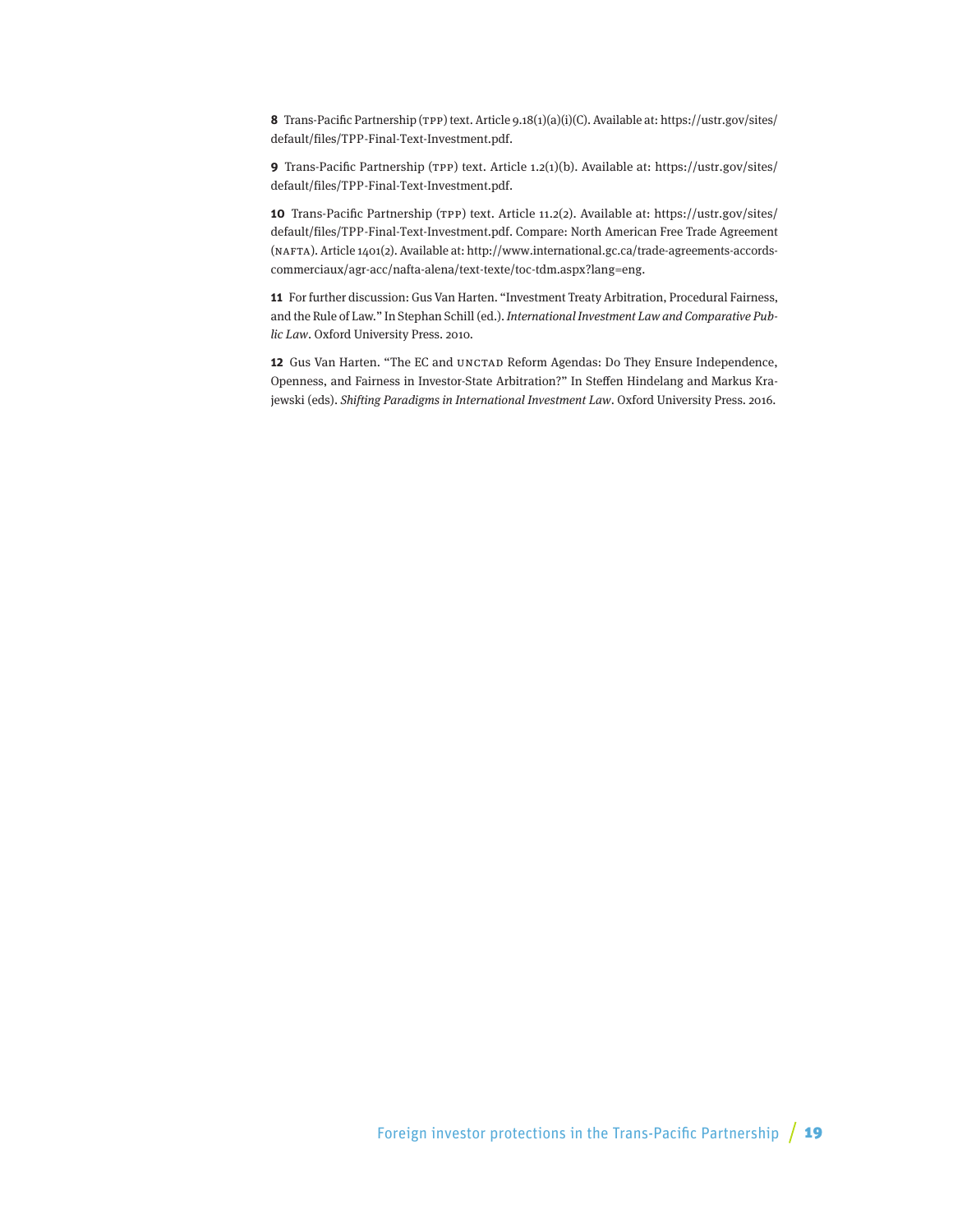**8** Trans-Pacific Partnership (TPP) text. Article 9.18(1)(a)(i)(C). Available at: https://ustr.gov/sites/default/files/TPP-Final-Text-Investment.pdf.

**9** Trans-Pacific Partnership (TPP) text. Article 1.2(1)(b). Available at: https://ustr.gov/sites/default/files/TPP-Final-Text-Investment.pdf.

**10** Trans-Pacific Partnership (TPP) text. Article 11.2(2). Available at: https://ustr.gov/sites/default/files/TPP-Final-Text-Investment.pdf. Compare: North American Free Trade Agreement (NAFTA). Article 1401(2). Available at: http://www.international.gc.ca/trade-agreements-accords-commerciaux/agr-acc/nafta-alena/text-texte/toc-tdm.aspx?lang=eng.

**11** For further discussion: Gus Van Harten. "Investment Treaty Arbitration, Procedural Fairness, and the Rule of Law." In Stephan Schill (ed.). *International Investment Law and Comparative Public Law*. Oxford University Press. 2010.

**12** Gus Van Harten. "The EC and UNCTAD Reform Agendas: Do They Ensure Independence, Openness, and Fairness in Investor-State Arbitration?" In Steffen Hindelang and Markus Krajewski (eds). *Shifting Paradigms in International Investment Law*. Oxford University Press. 2016.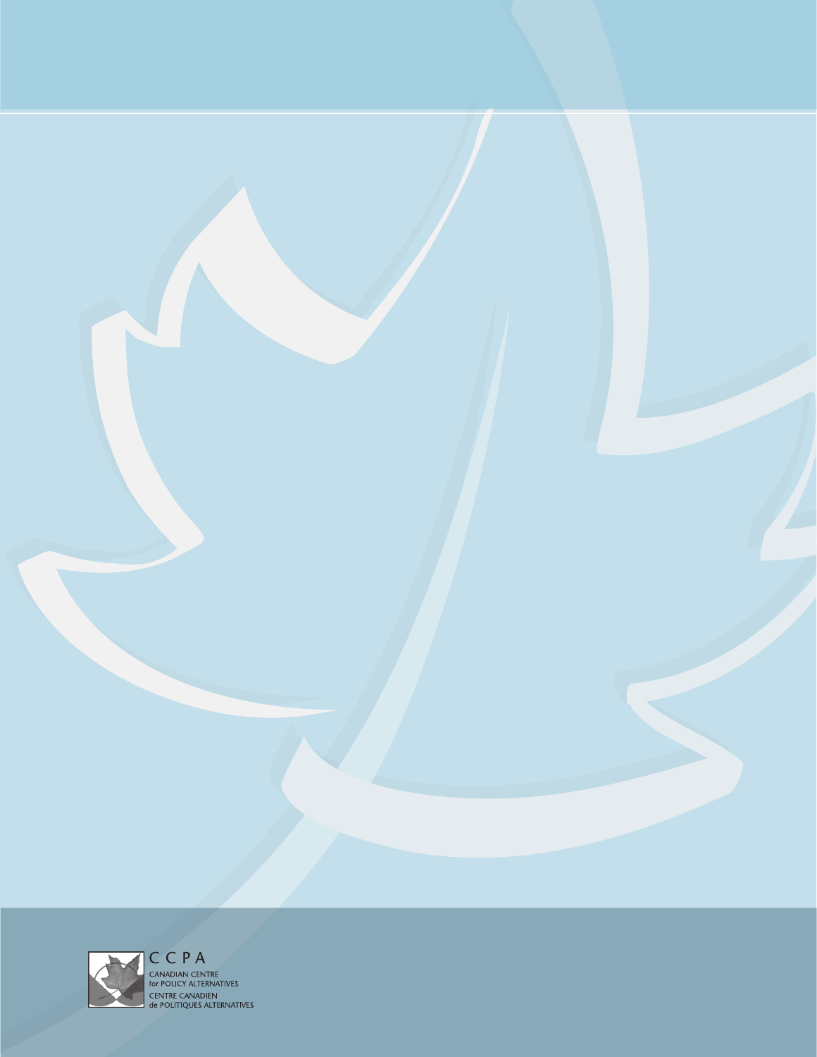CCPA

CANADIAN CENTRE
for POLICY ALTERNATIVES

CENTRE CANADIEN
de POLITIQUES ALTERNATIVES